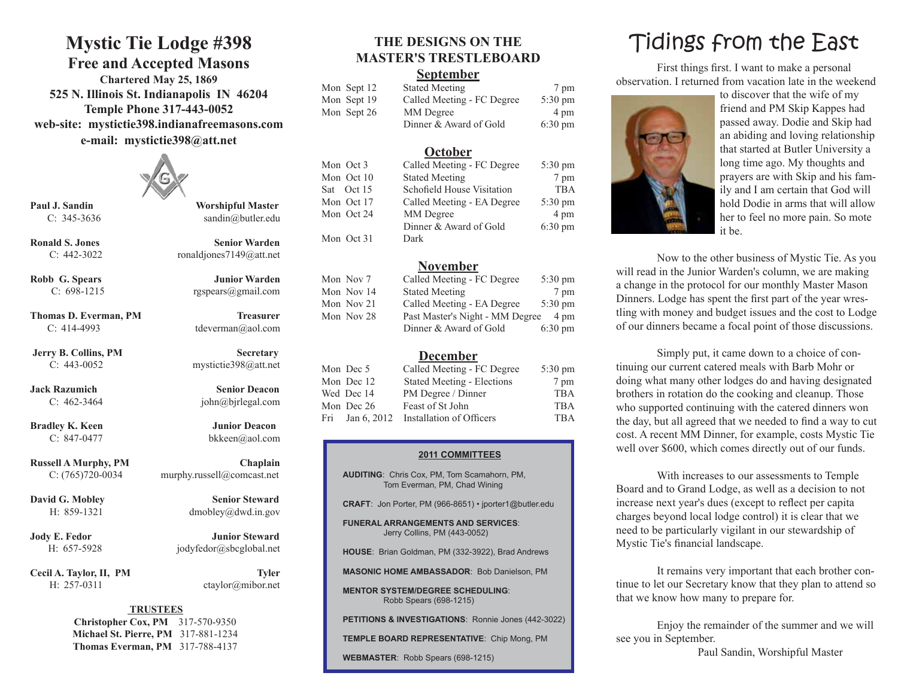# Mystic Tie Lodge #398

## Free and Accepted Masons

**Chartered May 25, 1869**

**525 N. Illinois St. Indianapolis IN 46204**

**Temple Phone 317-443-0052**

**web-site: mystictie398.indianafreemasons.com**

**e-mail: mystictie398@att.net**

| Name | Office |
|---|---|
| **Paul J. Sandin**<br>C: 345-3636 | **Worshipful Master**<br>sandin@butler.edu |
| **Ronald S. Jones**<br>C: 442-3022 | **Senior Warden**<br>ronaldjones7149@att.net |
| **Robb G. Spears**<br>C: 698-1215 | **Junior Warden**<br>rgspears@gmail.com |
| **Thomas D. Everman, PM**<br>C: 414-4993 | **Treasurer**<br>tdeverman@aol.com |
| **Jerry B. Collins, PM**<br>C: 443-0052 | **Secretary**<br>mystictie398@att.net |
| **Jack Razumich**<br>C: 462-3464 | **Senior Deacon**<br>john@bjrlegal.com |
| **Bradley K. Keen**<br>C: 847-0477 | **Junior Deacon**<br>bkkeen@aol.com |
| **Russell A Murphy, PM**<br>C: (765)720-0034 | **Chaplain**<br>murphy.russell@comcast.net |
| **David G. Mobley**<br>H: 859-1321 | **Senior Steward**<br>dmobley@dwd.in.gov |
| **Jody E. Fedor**<br>H: 657-5928 | **Junior Steward**<br>jodyfedor@sbcglobal.net |
| **Cecil A. Taylor, II, PM**<br>H: 257-0311 | **Tyler**<br>ctaylor@mibor.net |

**TRUSTEES**

**Christopher Cox, PM** 317-570-9350
**Michael St. Pierre, PM** 317-881-1234
**Thomas Everman, PM** 317-788-4137

## THE DESIGNS ON THE MASTER'S TRESTLEBOARD

### September

| Date | Event | Time |
|---|---|---|
| Mon Sept 12 | Stated Meeting | 7 pm |
| Mon Sept 19 | Called Meeting - FC Degree | 5:30 pm |
| Mon Sept 26 | MM Degree | 4 pm |
| | Dinner & Award of Gold | 6:30 pm |

### October

| Date | Event | Time |
|---|---|---|
| Mon Oct 3 | Called Meeting - FC Degree | 5:30 pm |
| Mon Oct 10 | Stated Meeting | 7 pm |
| Sat Oct 15 | Schofield House Visitation | TBA |
| Mon Oct 17 | Called Meeting - EA Degree | 5:30 pm |
| Mon Oct 24 | MM Degree | 4 pm |
| | Dinner & Award of Gold | 6:30 pm |
| Mon Oct 31 | Dark | |

### November

| Date | Event | Time |
|---|---|---|
| Mon Nov 7 | Called Meeting - FC Degree | 5:30 pm |
| Mon Nov 14 | Stated Meeting | 7 pm |
| Mon Nov 21 | Called Meeting - EA Degree | 5:30 pm |
| Mon Nov 28 | Past Master's Night - MM Degree | 4 pm |
| | Dinner & Award of Gold | 6:30 pm |

### December

| Date | Event | Time |
|---|---|---|
| Mon Dec 5 | Called Meeting - FC Degree | 5:30 pm |
| Mon Dec 12 | Stated Meeting - Elections | 7 pm |
| Wed Dec 14 | PM Degree / Dinner | TBA |
| Mon Dec 26 | Feast of St John | TBA |
| Fri Jan 6, 2012 | Installation of Officers | TBA |

### 2011 COMMITTEES

**AUDITING**: Chris Cox, PM, Tom Scamahorn, PM, Tom Everman, PM, Chad Wining

**CRAFT**: Jon Porter, PM (966-8651) • jporter1@butler.edu

**FUNERAL ARRANGEMENTS AND SERVICES**: Jerry Collins, PM (443-0052)

**HOUSE**: Brian Goldman, PM (332-3922), Brad Andrews

**MASONIC HOME AMBASSADOR**: Bob Danielson, PM

**MENTOR SYSTEM/DEGREE SCHEDULING**: Robb Spears (698-1215)

**PETITIONS & INVESTIGATIONS**: Ronnie Jones (442-3022)

**TEMPLE BOARD REPRESENTATIVE**: Chip Mong, PM

**WEBMASTER**: Robb Spears (698-1215)

# Tidings from the East

First things first. I want to make a personal observation. I returned from vacation late in the weekend to discover that the wife of my friend and PM Skip Kappes had passed away. Dodie and Skip had an abiding and loving relationship that started at Butler University a long time ago. My thoughts and prayers are with Skip and his family and I am certain that God will hold Dodie in arms that will allow her to feel no more pain. So mote it be.

Now to the other business of Mystic Tie. As you will read in the Junior Warden's column, we are making a change in the protocol for our monthly Master Mason Dinners. Lodge has spent the first part of the year wrestling with money and budget issues and the cost to Lodge of our dinners became a focal point of those discussions.

Simply put, it came down to a choice of continuing our current catered meals with Barb Mohr or doing what many other lodges do and having designated brothers in rotation do the cooking and cleanup. Those who supported continuing with the catered dinners won the day, but all agreed that we needed to find a way to cut cost. A recent MM Dinner, for example, costs Mystic Tie well over $600, which comes directly out of our funds.

With increases to our assessments to Temple Board and to Grand Lodge, as well as a decision to not increase next year's dues (except to reflect per capita charges beyond local lodge control) it is clear that we need to be particularly vigilant in our stewardship of Mystic Tie's financial landscape.

It remains very important that each brother continue to let our Secretary know that they plan to attend so that we know how many to prepare for.

Enjoy the remainder of the summer and we will see you in September.

Paul Sandin, Worshipful Master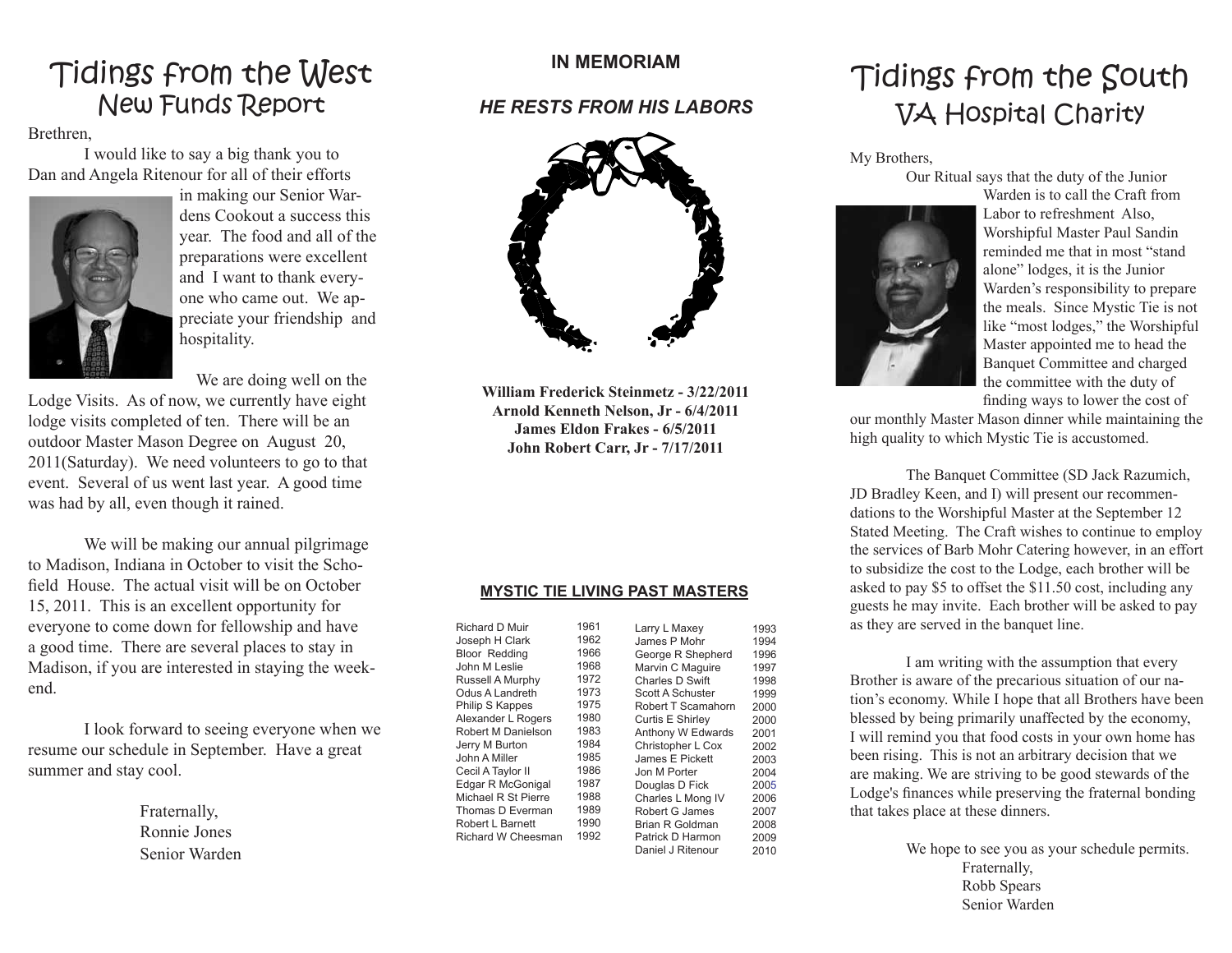# Tidings from the West

## New Funds Report

Brethren,

I would like to say a big thank you to Dan and Angela Ritenour for all of their efforts in making our Senior Wardens Cookout a success this year. The food and all of the preparations were excellent and I want to thank everyone who came out. We appreciate your friendship and hospitality.

We are doing well on the Lodge Visits. As of now, we currently have eight lodge visits completed of ten. There will be an outdoor Master Mason Degree on August 20, 2011(Saturday). We need volunteers to go to that event. Several of us went last year. A good time was had by all, even though it rained.

We will be making our annual pilgrimage to Madison, Indiana in October to visit the Schofield House. The actual visit will be on October 15, 2011. This is an excellent opportunity for everyone to come down for fellowship and have a good time. There are several places to stay in Madison, if you are interested in staying the weekend.

I look forward to seeing everyone when we resume our schedule in September. Have a great summer and stay cool.

Fraternally,
Ronnie Jones
Senior Warden

## IN MEMORIAM

### *HE RESTS FROM HIS LABORS*

**William Frederick Steinmetz - 3/22/2011**
**Arnold Kenneth Nelson, Jr - 6/4/2011**
**James Eldon Frakes - 6/5/2011**
**John Robert Carr, Jr - 7/17/2011**

### MYSTIC TIE LIVING PAST MASTERS

| | | | |
|---|---|---|---|
| Richard D Muir | 1961 | Larry L Maxey | 1993 |
| Joseph H Clark | 1962 | James P Mohr | 1994 |
| Bloor Redding | 1966 | George R Shepherd | 1996 |
| John M Leslie | 1968 | Marvin C Maguire | 1997 |
| Russell A Murphy | 1972 | Charles D Swift | 1998 |
| Odus A Landreth | 1973 | Scott A Schuster | 1999 |
| Philip S Kappes | 1975 | Robert T Scamahorn | 2000 |
| Alexander L Rogers | 1980 | Curtis E Shirley | 2000 |
| Robert M Danielson | 1983 | Anthony W Edwards | 2001 |
| Jerry M Burton | 1984 | Christopher L Cox | 2002 |
| John A Miller | 1985 | James E Pickett | 2003 |
| Cecil A Taylor II | 1986 | Jon M Porter | 2004 |
| Edgar R McGonigal | 1987 | Douglas D Fick | 2005 |
| Michael R St Pierre | 1988 | Charles L Mong IV | 2006 |
| Thomas D Everman | 1989 | Robert G James | 2007 |
| Robert L Barnett | 1990 | Brian R Goldman | 2008 |
| Richard W Cheesman | 1992 | Patrick D Harmon | 2009 |
| | | Daniel J Ritenour | 2010 |

# Tidings from the South

## VA Hospital Charity

My Brothers,

Our Ritual says that the duty of the Junior Warden is to call the Craft from Labor to refreshment Also, Worshipful Master Paul Sandin reminded me that in most "stand alone" lodges, it is the Junior Warden's responsibility to prepare the meals. Since Mystic Tie is not like "most lodges," the Worshipful Master appointed me to head the Banquet Committee and charged the committee with the duty of finding ways to lower the cost of our monthly Master Mason dinner while maintaining the high quality to which Mystic Tie is accustomed.

The Banquet Committee (SD Jack Razumich, JD Bradley Keen, and I) will present our recommendations to the Worshipful Master at the September 12 Stated Meeting. The Craft wishes to continue to employ the services of Barb Mohr Catering however, in an effort to subsidize the cost to the Lodge, each brother will be asked to pay $5 to offset the $11.50 cost, including any guests he may invite. Each brother will be asked to pay as they are served in the banquet line.

I am writing with the assumption that every Brother is aware of the precarious situation of our nation's economy. While I hope that all Brothers have been blessed by being primarily unaffected by the economy, I will remind you that food costs in your own home has been rising. This is not an arbitrary decision that we are making. We are striving to be good stewards of the Lodge's finances while preserving the fraternal bonding that takes place at these dinners.

We hope to see you as your schedule permits.

Fraternally,
Robb Spears
Senior Warden